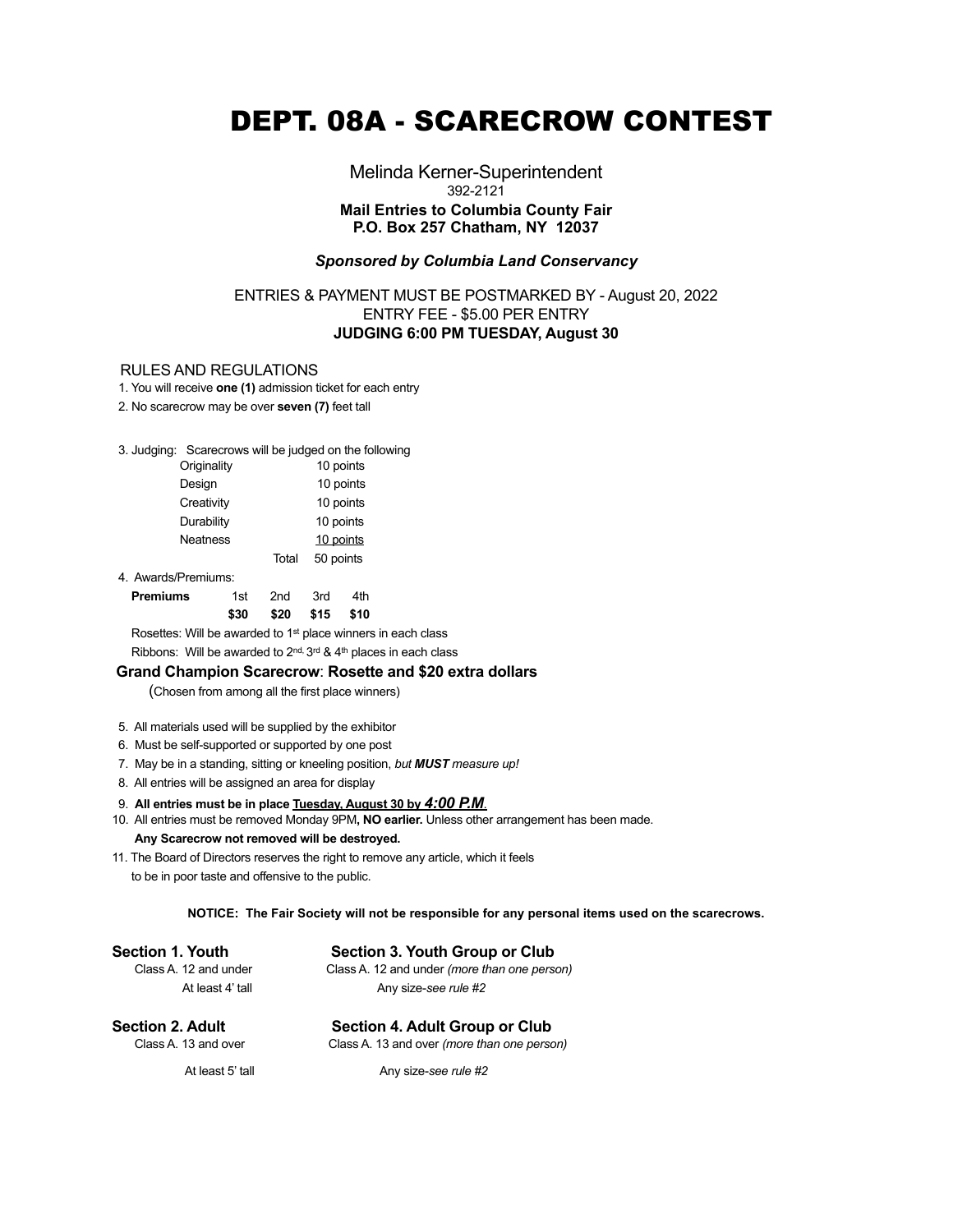# DEPT. 08A - SCARECROW CONTEST

Melinda Kerner-Superintendent
392-2121
**Mail Entries to Columbia County Fair**
**P.O. Box 257 Chatham, NY 12037**

***Sponsored by Columbia Land Conservancy***

ENTRIES & PAYMENT MUST BE POSTMARKED BY - August 20, 2022
ENTRY FEE - $5.00 PER ENTRY
**JUDGING 6:00 PM TUESDAY, August 30**

RULES AND REGULATIONS

1. You will receive **one (1)** admission ticket for each entry
2. No scarecrow may be over **seven (7)** feet tall
3. Judging: Scarecrows will be judged on the following

| | |
|---|---|
| Originality | 10 points |
| Design | 10 points |
| Creativity | 10 points |
| Durability | 10 points |
| Neatness | 10 points |
| Total | 50 points |

4. Awards/Premiums:

| **Premiums** | 1st | 2nd | 3rd | 4th |
|---|---|---|---|---|
| | **$30** | **$20** | **$15** | **$10** |

Rosettes: Will be awarded to 1st place winners in each class

Ribbons: Will be awarded to 2nd, 3rd & 4th places in each class

**Grand Champion Scarecrow**: **Rosette and $20 extra dollars**

(Chosen from among all the first place winners)

5. All materials used will be supplied by the exhibitor
6. Must be self-supported or supported by one post
7. May be in a standing, sitting or kneeling position, *but **MUST** measure up!*
8. All entries will be assigned an area for display
9. **All entries must be in place Tuesday, August 30 by *4:00 P.M*.**
10. All entries must be removed Monday 9PM**, NO earlier.** Unless other arrangement has been made.
    **Any Scarecrow not removed will be destroyed.**
11. The Board of Directors reserves the right to remove any article, which it feels to be in poor taste and offensive to the public.

**NOTICE: The Fair Society will not be responsible for any personal items used on the scarecrows.**

**Section 1. Youth**
Class A. 12 and under
At least 4' tall

**Section 2. Adult**
Class A. 13 and over
At least 5' tall

**Section 3. Youth Group or Club**
Class A. 12 and under *(more than one person)*
Any size-*see rule #2*

**Section 4. Adult Group or Club**
Class A. 13 and over *(more than one person)*
Any size-*see rule #2*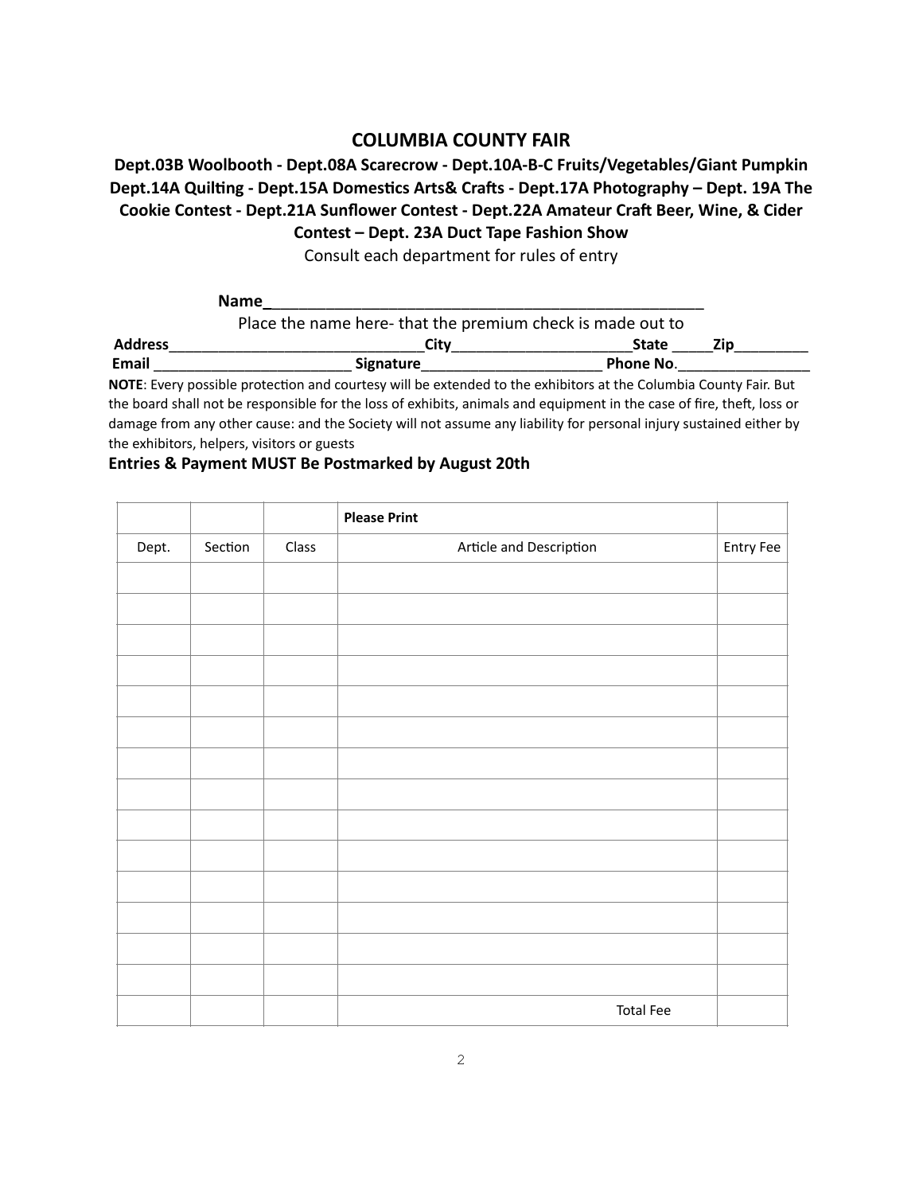## COLUMBIA COUNTY FAIR

**Dept.03B Woolbooth - Dept.08A Scarecrow - Dept.10A-B-C Fruits/Vegetables/Giant Pumpkin Dept.14A Quilting - Dept.15A Domestics Arts& Crafts - Dept.17A Photography – Dept. 19A The Cookie Contest - Dept.21A Sunflower Contest - Dept.22A Amateur Craft Beer, Wine, & Cider Contest – Dept. 23A Duct Tape Fashion Show**

Consult each department for rules of entry

**Name**___________________________________________________

Place the name here- that the premium check is made out to

**Address**_____________________________**City**____________________**State** _____**Zip**_________

**Email** _______________________ **Signature**_____________________ **Phone No**._______________

**NOTE**: Every possible protection and courtesy will be extended to the exhibitors at the Columbia County Fair. But the board shall not be responsible for the loss of exhibits, animals and equipment in the case of fire, theft, loss or damage from any other cause: and the Society will not assume any liability for personal injury sustained either by the exhibitors, helpers, visitors or guests

**Entries & Payment MUST Be Postmarked by August 20th**

| | | | **Please Print** | |
|---|---|---|---|---|
| Dept. | Section | Class | Article and Description | Entry Fee |
| | | | | |
| | | | | |
| | | | | |
| | | | | |
| | | | | |
| | | | | |
| | | | | |
| | | | | |
| | | | | |
| | | | | |
| | | | | |
| | | | | |
| | | | | |
| | | | | |
| | | | Total Fee | |